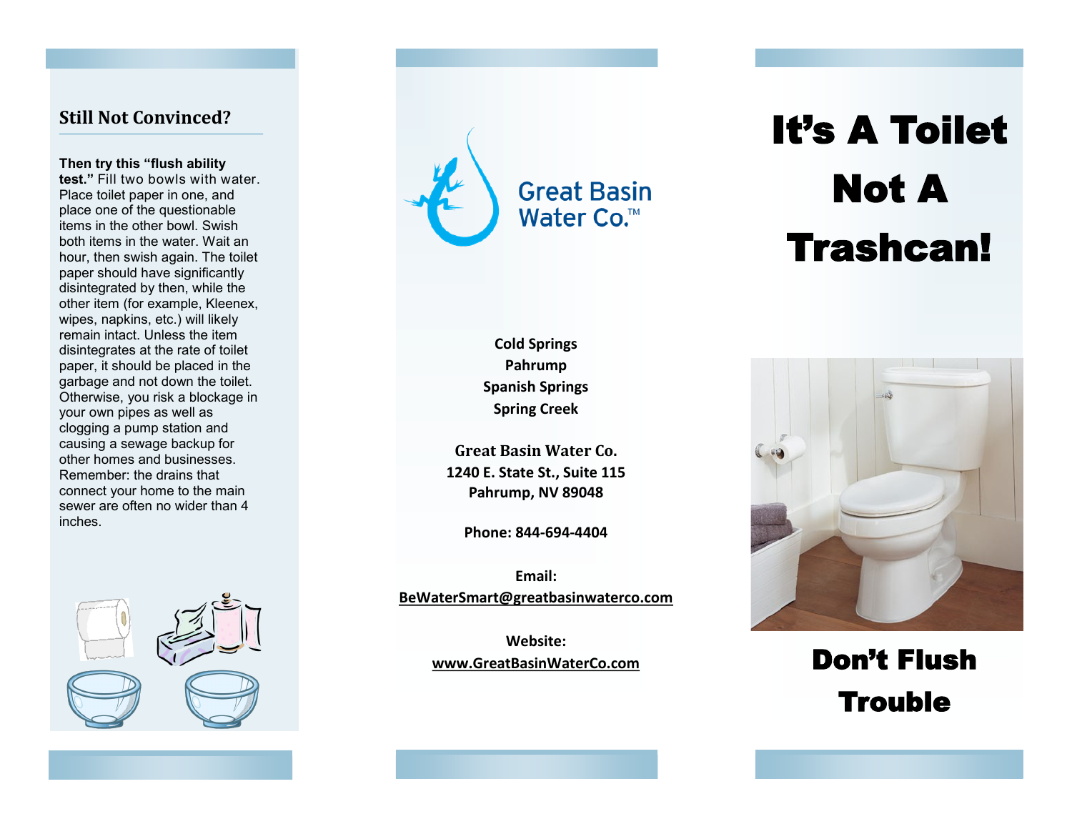## Still Not Convinced?

**Then try this "flush ability test."** Fill two bowls with water. Place toilet paper in one, and place one of the questionable items in the other bowl. Swish both items in the water. Wait an hour, then swish again. The toilet paper should have significantly disintegrated by then, while the other item (for example, Kleenex, wipes, napkins, etc.) will likely remain intact. Unless the item disintegrates at the rate of toilet paper, it should be placed in the garbage and not down the toilet. Otherwise, you risk a blockage in your own pipes as well as clogging a pump station and causing a sewage backup for other homes and businesses. Remember: the drains that connect your home to the main sewer are often no wider than 4 inches.

Great Basin Water Co.™

**Cold Springs**
**Pahrump**
**Spanish Springs**
**Spring Creek**

**Great Basin Water Co.**
**1240 E. State St., Suite 115**
**Pahrump, NV 89048**

**Phone: 844-694-4404**

**Email:**
**BeWaterSmart@greatbasinwaterco.com**

**Website:**
**www.GreatBasinWaterCo.com**

# It's A Toilet Not A Trashcan!

## Don't Flush Trouble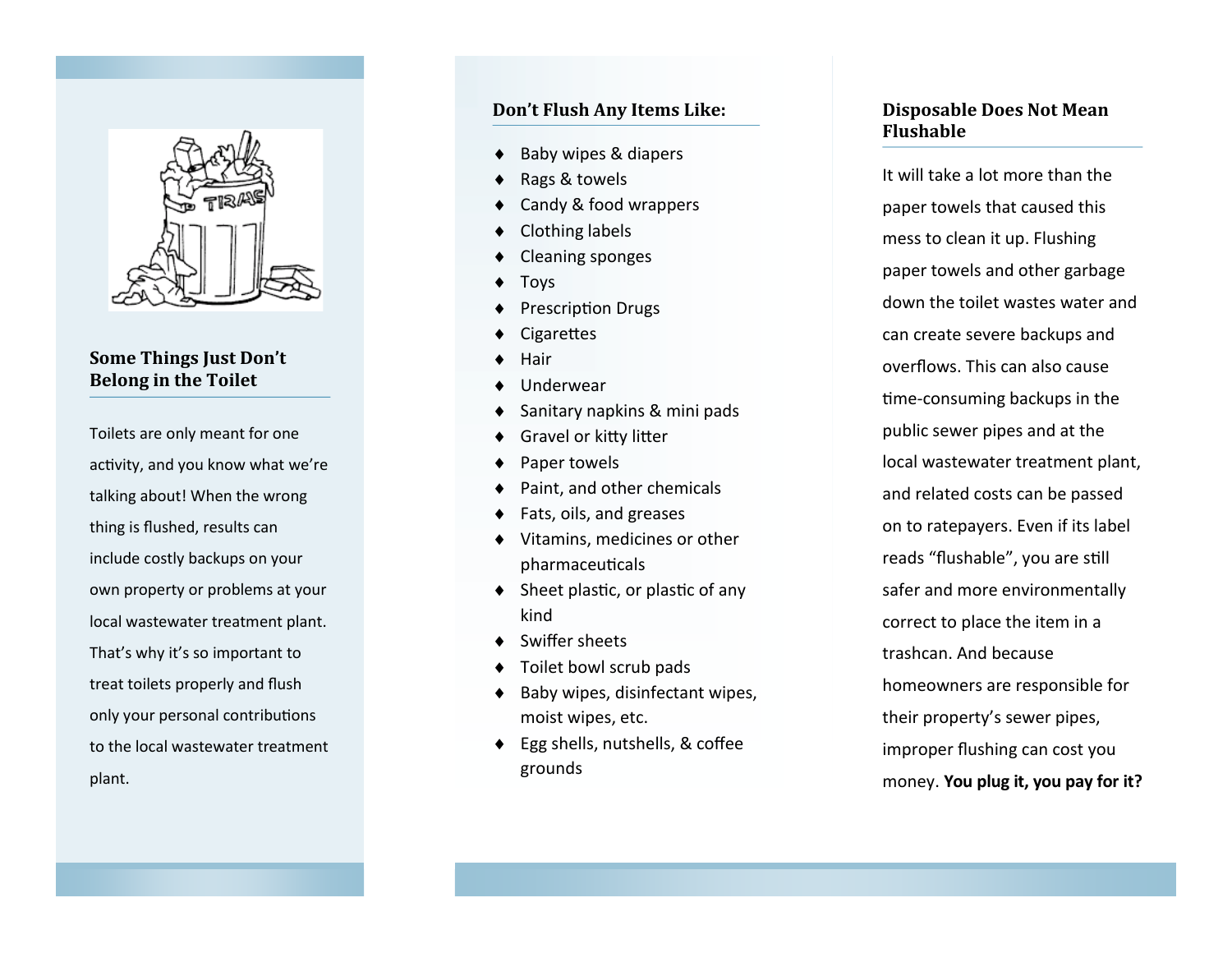## Some Things Just Don't Belong in the Toilet

Toilets are only meant for one activity, and you know what we're talking about! When the wrong thing is flushed, results can include costly backups on your own property or problems at your local wastewater treatment plant. That's why it's so important to treat toilets properly and flush only your personal contributions to the local wastewater treatment plant.

## Don't Flush Any Items Like:

- Baby wipes & diapers
- Rags & towels
- Candy & food wrappers
- Clothing labels
- Cleaning sponges
- Toys
- Prescription Drugs
- Cigarettes
- Hair
- Underwear
- Sanitary napkins & mini pads
- Gravel or kitty litter
- Paper towels
- Paint, and other chemicals
- Fats, oils, and greases
- Vitamins, medicines or other pharmaceuticals
- Sheet plastic, or plastic of any kind
- Swiffer sheets
- Toilet bowl scrub pads
- Baby wipes, disinfectant wipes, moist wipes, etc.
- Egg shells, nutshells, & coffee grounds

## Disposable Does Not Mean Flushable

It will take a lot more than the paper towels that caused this mess to clean it up. Flushing paper towels and other garbage down the toilet wastes water and can create severe backups and overflows. This can also cause time-consuming backups in the public sewer pipes and at the local wastewater treatment plant, and related costs can be passed on to ratepayers. Even if its label reads "flushable", you are still safer and more environmentally correct to place the item in a trashcan. And because homeowners are responsible for their property's sewer pipes, improper flushing can cost you money. **You plug it, you pay for it?**